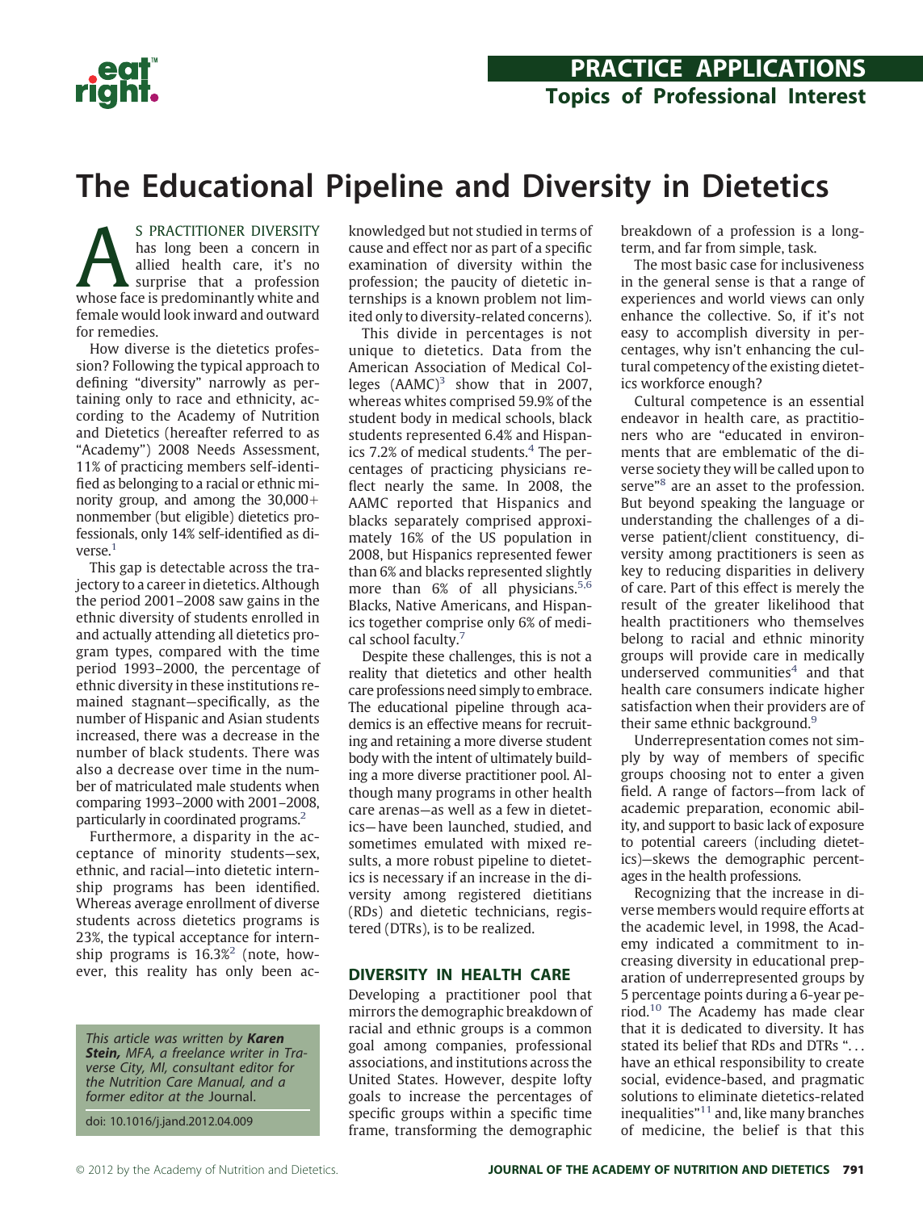PRACTICE APPLICATIONS

Topics of Professional Interest

# The Educational Pipeline and Diversity in Dietetics

As practitioner diversity has long been a concern in allied health care, it's no surprise that a profession whose face is predominantly white and female would look inward and outward for remedies.

How diverse is the dietetics profession? Following the typical approach to defining "diversity" narrowly as pertaining only to race and ethnicity, according to the Academy of Nutrition and Dietetics (hereafter referred to as "Academy") 2008 Needs Assessment, 11% of practicing members self-identified as belonging to a racial or ethnic minority group, and among the 30,000+ nonmember (but eligible) dietetics professionals, only 14% self-identified as diverse.[1]

This gap is detectable across the trajectory to a career in dietetics. Although the period 2001–2008 saw gains in the ethnic diversity of students enrolled in and actually attending all dietetics program types, compared with the time period 1993–2000, the percentage of ethnic diversity in these institutions remained stagnant—specifically, as the number of Hispanic and Asian students increased, there was a decrease in the number of black students. There was also a decrease over time in the number of matriculated male students when comparing 1993–2000 with 2001–2008, particularly in coordinated programs.[2]

Furthermore, a disparity in the acceptance of minority students—sex, ethnic, and racial—into dietetic internship programs has been identified. Whereas average enrollment of diverse students across dietetics programs is 23%, the typical acceptance for internship programs is 16.3%[2] (note, however, this reality has only been acknowledged but not studied in terms of cause and effect nor as part of a specific examination of diversity within the profession; the paucity of dietetic internships is a known problem not limited only to diversity-related concerns).

This divide in percentages is not unique to dietetics. Data from the American Association of Medical Colleges (AAMC)[3] show that in 2007, whereas whites comprised 59.9% of the student body in medical schools, black students represented 6.4% and Hispanics 7.2% of medical students.[4] The percentages of practicing physicians reflect nearly the same. In 2008, the AAMC reported that Hispanics and blacks separately comprised approximately 16% of the US population in 2008, but Hispanics represented fewer than 6% and blacks represented slightly more than 6% of all physicians.[5,6] Blacks, Native Americans, and Hispanics together comprise only 6% of medical school faculty.[7]

Despite these challenges, this is not a reality that dietetics and other health care professions need simply to embrace. The educational pipeline through academics is an effective means for recruiting and retaining a more diverse student body with the intent of ultimately building a more diverse practitioner pool. Although many programs in other health care arenas—as well as a few in dietetics—have been launched, studied, and sometimes emulated with mixed results, a more robust pipeline to dietetics is necessary if an increase in the diversity among registered dietitians (RDs) and dietetic technicians, registered (DTRs), is to be realized.

## DIVERSITY IN HEALTH CARE

Developing a practitioner pool that mirrors the demographic breakdown of racial and ethnic groups is a common goal among companies, professional associations, and institutions across the United States. However, despite lofty goals to increase the percentages of specific groups within a specific time frame, transforming the demographic breakdown of a profession is a long-term, and far from simple, task.

The most basic case for inclusiveness in the general sense is that a range of experiences and world views can only enhance the collective. So, if it's not easy to accomplish diversity in percentages, why isn't enhancing the cultural competency of the existing dietetics workforce enough?

Cultural competence is an essential endeavor in health care, as practitioners who are "educated in environments that are emblematic of the diverse society they will be called upon to serve"[8] are an asset to the profession. But beyond speaking the language or understanding the challenges of a diverse patient/client constituency, diversity among practitioners is seen as key to reducing disparities in delivery of care. Part of this effect is merely the result of the greater likelihood that health practitioners who themselves belong to racial and ethnic minority groups will provide care in medically underserved communities[4] and that health care consumers indicate higher satisfaction when their providers are of their same ethnic background.[9]

Underrepresentation comes not simply by way of members of specific groups choosing not to enter a given field. A range of factors—from lack of academic preparation, economic ability, and support to basic lack of exposure to potential careers (including dietetics)—skews the demographic percentages in the health professions.

Recognizing that the increase in diverse members would require efforts at the academic level, in 1998, the Academy indicated a commitment to increasing diversity in educational preparation of underrepresented groups by 5 percentage points during a 6-year period.[10] The Academy has made clear that it is dedicated to diversity. It has stated its belief that RDs and DTRs "... have an ethical responsibility to create social, evidence-based, and pragmatic solutions to eliminate dietetics-related inequalities"[11] and, like many branches of medicine, the belief is that this

*This article was written by **Karen Stein,** MFA, a freelance writer in Traverse City, MI, consultant editor for the Nutrition Care Manual, and a former editor at the* Journal.

doi: 10.1016/j.jand.2012.04.009

© 2012 by the Academy of Nutrition and Dietetics.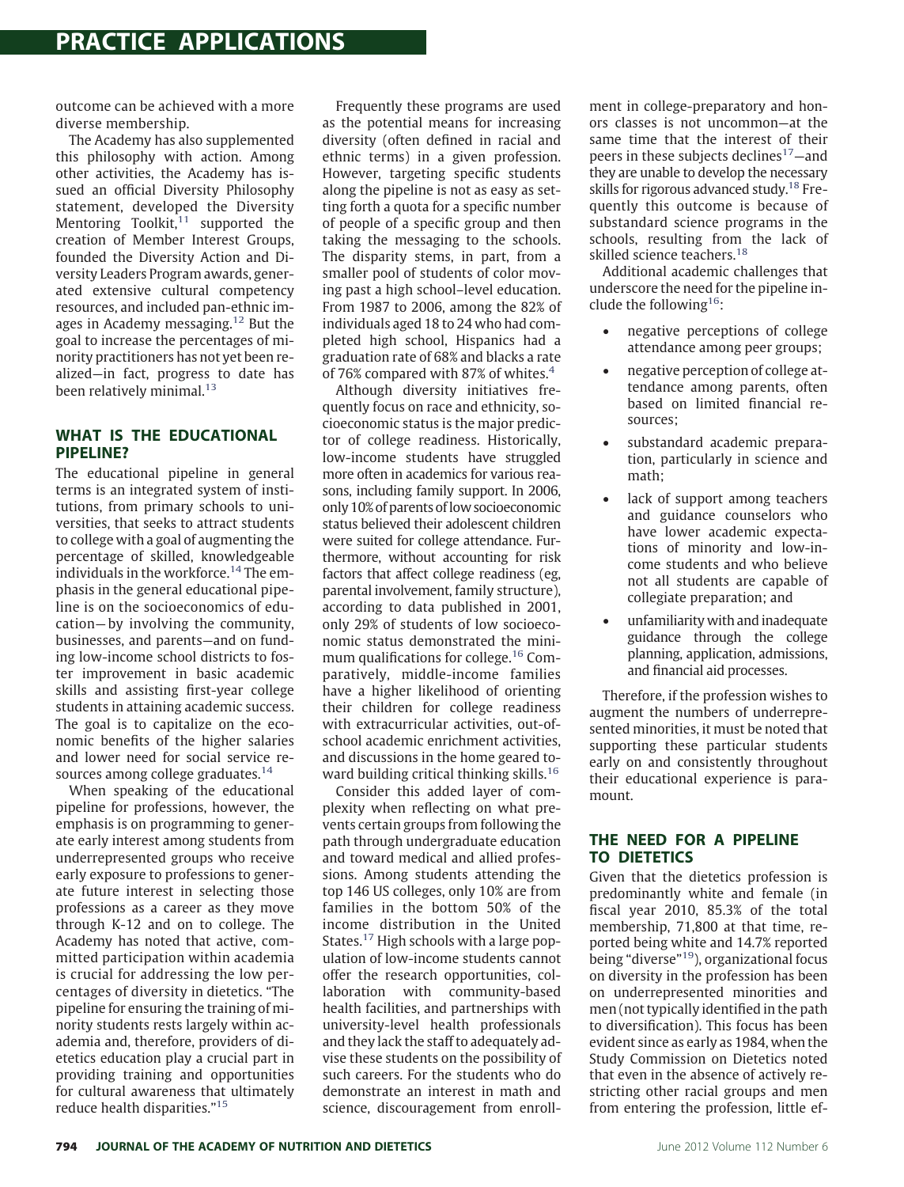outcome can be achieved with a more diverse membership.

The Academy has also supplemented this philosophy with action. Among other activities, the Academy has issued an official Diversity Philosophy statement, developed the Diversity Mentoring Toolkit,[11] supported the creation of Member Interest Groups, founded the Diversity Action and Diversity Leaders Program awards, generated extensive cultural competency resources, and included pan-ethnic images in Academy messaging.[12] But the goal to increase the percentages of minority practitioners has not yet been realized—in fact, progress to date has been relatively minimal.[13]

## WHAT IS THE EDUCATIONAL PIPELINE?

The educational pipeline in general terms is an integrated system of institutions, from primary schools to universities, that seeks to attract students to college with a goal of augmenting the percentage of skilled, knowledgeable individuals in the workforce.[14] The emphasis in the general educational pipeline is on the socioeconomics of education—by involving the community, businesses, and parents—and on funding low-income school districts to foster improvement in basic academic skills and assisting first-year college students in attaining academic success. The goal is to capitalize on the economic benefits of the higher salaries and lower need for social service resources among college graduates.[14]

When speaking of the educational pipeline for professions, however, the emphasis is on programming to generate early interest among students from underrepresented groups who receive early exposure to professions to generate future interest in selecting those professions as a career as they move through K-12 and on to college. The Academy has noted that active, committed participation within academia is crucial for addressing the low percentages of diversity in dietetics. "The pipeline for ensuring the training of minority students rests largely within academia and, therefore, providers of dietetics education play a crucial part in providing training and opportunities for cultural awareness that ultimately reduce health disparities."[15]

Frequently these programs are used as the potential means for increasing diversity (often defined in racial and ethnic terms) in a given profession. However, targeting specific students along the pipeline is not as easy as setting forth a quota for a specific number of people of a specific group and then taking the messaging to the schools. The disparity stems, in part, from a smaller pool of students of color moving past a high school–level education. From 1987 to 2006, among the 82% of individuals aged 18 to 24 who had completed high school, Hispanics had a graduation rate of 68% and blacks a rate of 76% compared with 87% of whites.[4]

Although diversity initiatives frequently focus on race and ethnicity, socioeconomic status is the major predictor of college readiness. Historically, low-income students have struggled more often in academics for various reasons, including family support. In 2006, only 10% of parents of low socioeconomic status believed their adolescent children were suited for college attendance. Furthermore, without accounting for risk factors that affect college readiness (eg, parental involvement, family structure), according to data published in 2001, only 29% of students of low socioeconomic status demonstrated the minimum qualifications for college.[16] Comparatively, middle-income families have a higher likelihood of orienting their children for college readiness with extracurricular activities, out-of-school academic enrichment activities, and discussions in the home geared toward building critical thinking skills.[16]

Consider this added layer of complexity when reflecting on what prevents certain groups from following the path through undergraduate education and toward medical and allied professions. Among students attending the top 146 US colleges, only 10% are from families in the bottom 50% of the income distribution in the United States.[17] High schools with a large population of low-income students cannot offer the research opportunities, collaboration with community-based health facilities, and partnerships with university-level health professionals and they lack the staff to adequately advise these students on the possibility of such careers. For the students who do demonstrate an interest in math and science, discouragement from enrollment in college-preparatory and honors classes is not uncommon—at the same time that the interest of their peers in these subjects declines[17]—and they are unable to develop the necessary skills for rigorous advanced study.[18] Frequently this outcome is because of substandard science programs in the schools, resulting from the lack of skilled science teachers.[18]

Additional academic challenges that underscore the need for the pipeline include the following[16]:

- negative perceptions of college attendance among peer groups;
- negative perception of college attendance among parents, often based on limited financial resources;
- substandard academic preparation, particularly in science and math;
- lack of support among teachers and guidance counselors who have lower academic expectations of minority and low-income students and who believe not all students are capable of collegiate preparation; and
- unfamiliarity with and inadequate guidance through the college planning, application, admissions, and financial aid processes.

Therefore, if the profession wishes to augment the numbers of underrepresented minorities, it must be noted that supporting these particular students early on and consistently throughout their educational experience is paramount.

## THE NEED FOR A PIPELINE TO DIETETICS

Given that the dietetics profession is predominantly white and female (in fiscal year 2010, 85.3% of the total membership, 71,800 at that time, reported being white and 14.7% reported being "diverse"[19]), organizational focus on diversity in the profession has been on underrepresented minorities and men (not typically identified in the path to diversification). This focus has been evident since as early as 1984, when the Study Commission on Dietetics noted that even in the absence of actively restricting other racial groups and men from entering the profession, little ef-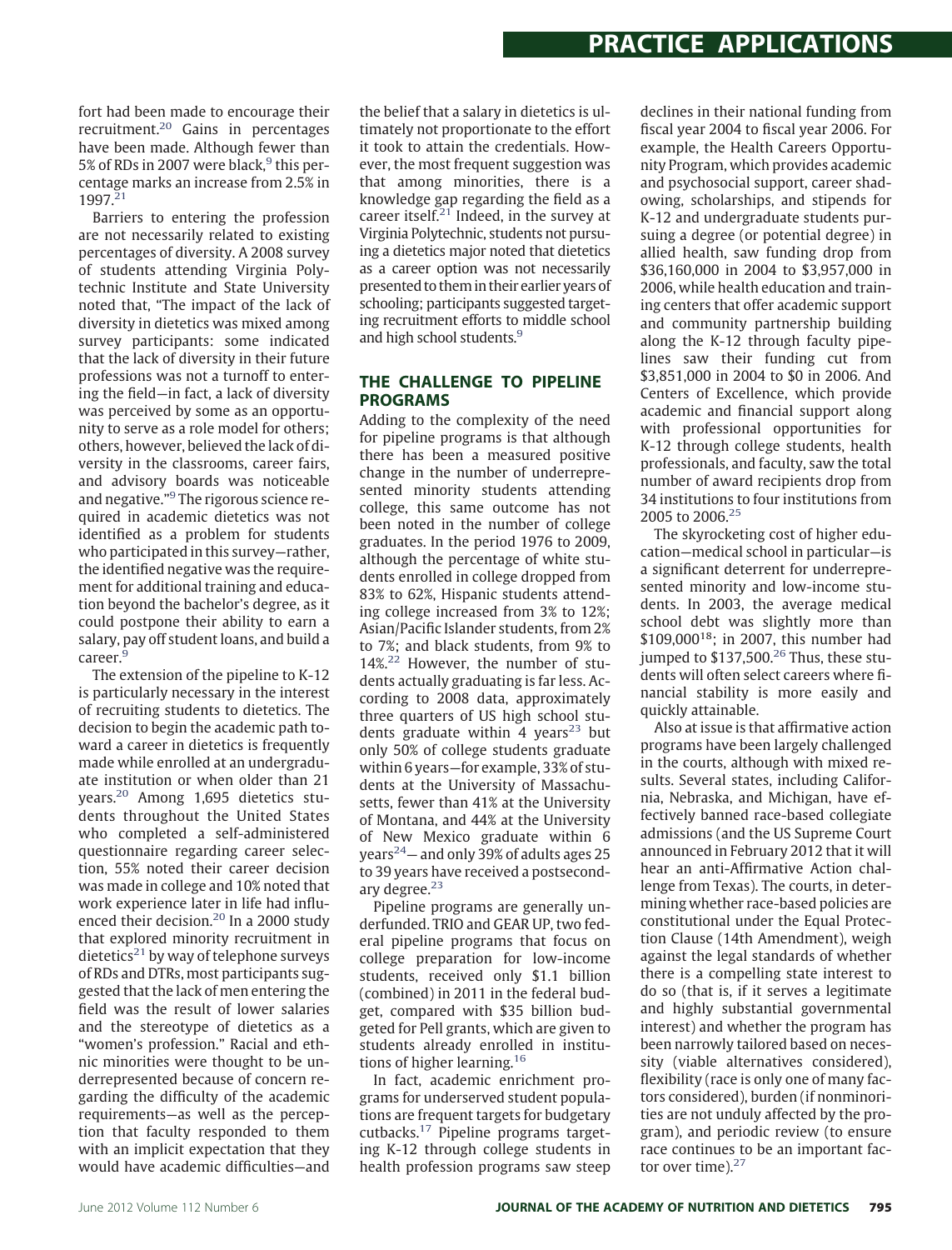fort had been made to encourage their recruitment.[20] Gains in percentages have been made. Although fewer than 5% of RDs in 2007 were black,[9] this percentage marks an increase from 2.5% in 1997.[21]

Barriers to entering the profession are not necessarily related to existing percentages of diversity. A 2008 survey of students attending Virginia Polytechnic Institute and State University noted that, "The impact of the lack of diversity in dietetics was mixed among survey participants: some indicated that the lack of diversity in their future professions was not a turnoff to entering the field—in fact, a lack of diversity was perceived by some as an opportunity to serve as a role model for others; others, however, believed the lack of diversity in the classrooms, career fairs, and advisory boards was noticeable and negative."[9] The rigorous science required in academic dietetics was not identified as a problem for students who participated in this survey—rather, the identified negative was the requirement for additional training and education beyond the bachelor's degree, as it could postpone their ability to earn a salary, pay off student loans, and build a career.[9]

The extension of the pipeline to K-12 is particularly necessary in the interest of recruiting students to dietetics. The decision to begin the academic path toward a career in dietetics is frequently made while enrolled at an undergraduate institution or when older than 21 years.[20] Among 1,695 dietetics students throughout the United States who completed a self-administered questionnaire regarding career selection, 55% noted their career decision was made in college and 10% noted that work experience later in life had influenced their decision.[20] In a 2000 study that explored minority recruitment in dietetics[21] by way of telephone surveys of RDs and DTRs, most participants suggested that the lack of men entering the field was the result of lower salaries and the stereotype of dietetics as a "women's profession." Racial and ethnic minorities were thought to be underrepresented because of concern regarding the difficulty of the academic requirements—as well as the perception that faculty responded to them with an implicit expectation that they would have academic difficulties—and the belief that a salary in dietetics is ultimately not proportionate to the effort it took to attain the credentials. However, the most frequent suggestion was that among minorities, there is a knowledge gap regarding the field as a career itself.[21] Indeed, in the survey at Virginia Polytechnic, students not pursuing a dietetics major noted that dietetics as a career option was not necessarily presented to them in their earlier years of schooling; participants suggested targeting recruitment efforts to middle school and high school students.[9]

## THE CHALLENGE TO PIPELINE PROGRAMS

Adding to the complexity of the need for pipeline programs is that although there has been a measured positive change in the number of underrepresented minority students attending college, this same outcome has not been noted in the number of college graduates. In the period 1976 to 2009, although the percentage of white students enrolled in college dropped from 83% to 62%, Hispanic students attending college increased from 3% to 12%; Asian/Pacific Islander students, from 2% to 7%; and black students, from 9% to 14%.[22] However, the number of students actually graduating is far less. According to 2008 data, approximately three quarters of US high school students graduate within 4 years[23] but only 50% of college students graduate within 6 years—for example, 33% of students at the University of Massachusetts, fewer than 41% at the University of Montana, and 44% at the University of New Mexico graduate within 6 years[24]— and only 39% of adults ages 25 to 39 years have received a postsecondary degree.[23]

Pipeline programs are generally underfunded. TRIO and GEAR UP, two federal pipeline programs that focus on college preparation for low-income students, received only $1.1 billion (combined) in 2011 in the federal budget, compared with $35 billion budgeted for Pell grants, which are given to students already enrolled in institutions of higher learning.[16]

In fact, academic enrichment programs for underserved student populations are frequent targets for budgetary cutbacks.[17] Pipeline programs targeting K-12 through college students in health profession programs saw steep declines in their national funding from fiscal year 2004 to fiscal year 2006. For example, the Health Careers Opportunity Program, which provides academic and psychosocial support, career shadowing, scholarships, and stipends for K-12 and undergraduate students pursuing a degree (or potential degree) in allied health, saw funding drop from $36,160,000 in 2004 to $3,957,000 in 2006, while health education and training centers that offer academic support and community partnership building along the K-12 through faculty pipelines saw their funding cut from $3,851,000 in 2004 to $0 in 2006. And Centers of Excellence, which provide academic and financial support along with professional opportunities for K-12 through college students, health professionals, and faculty, saw the total number of award recipients drop from 34 institutions to four institutions from 2005 to 2006.[25]

The skyrocketing cost of higher education—medical school in particular—is a significant deterrent for underrepresented minority and low-income students. In 2003, the average medical school debt was slightly more than $109,000[18]; in 2007, this number had jumped to $137,500.[26] Thus, these students will often select careers where financial stability is more easily and quickly attainable.

Also at issue is that affirmative action programs have been largely challenged in the courts, although with mixed results. Several states, including California, Nebraska, and Michigan, have effectively banned race-based collegiate admissions (and the US Supreme Court announced in February 2012 that it will hear an anti-Affirmative Action challenge from Texas). The courts, in determining whether race-based policies are constitutional under the Equal Protection Clause (14th Amendment), weigh against the legal standards of whether there is a compelling state interest to do so (that is, if it serves a legitimate and highly substantial governmental interest) and whether the program has been narrowly tailored based on necessity (viable alternatives considered), flexibility (race is only one of many factors considered), burden (if nonminorities are not unduly affected by the program), and periodic review (to ensure race continues to be an important factor over time).[27]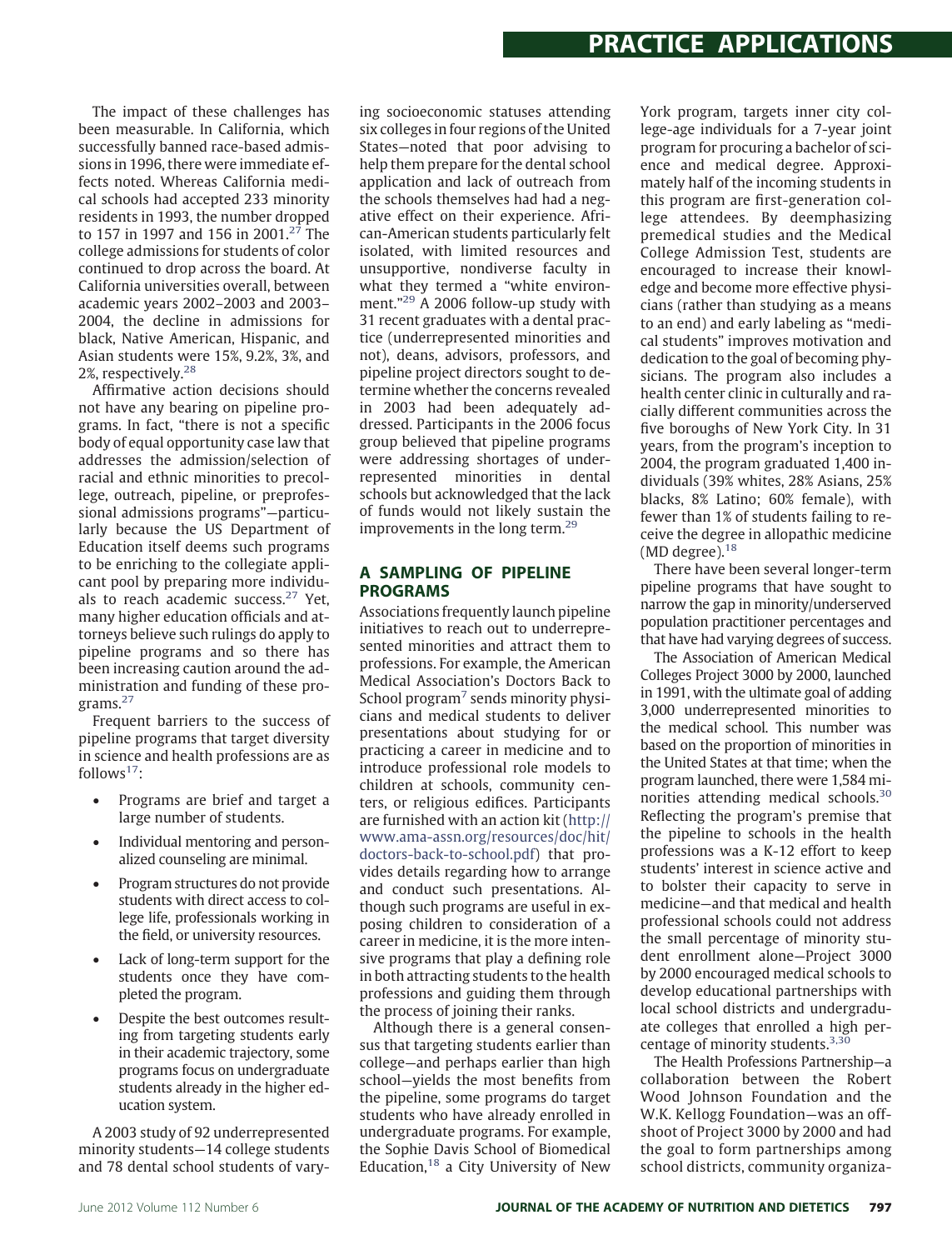The impact of these challenges has been measurable. In California, which successfully banned race-based admissions in 1996, there were immediate effects noted. Whereas California medical schools had accepted 233 minority residents in 1993, the number dropped to 157 in 1997 and 156 in 2001.[27] The college admissions for students of color continued to drop across the board. At California universities overall, between academic years 2002–2003 and 2003–2004, the decline in admissions for black, Native American, Hispanic, and Asian students were 15%, 9.2%, 3%, and 2%, respectively.[28]

Affirmative action decisions should not have any bearing on pipeline programs. In fact, "there is not a specific body of equal opportunity case law that addresses the admission/selection of racial and ethnic minorities to precollege, outreach, pipeline, or preprofessional admissions programs"—particularly because the US Department of Education itself deems such programs to be enriching to the collegiate applicant pool by preparing more individuals to reach academic success.[27] Yet, many higher education officials and attorneys believe such rulings do apply to pipeline programs and so there has been increasing caution around the administration and funding of these programs.[27]

Frequent barriers to the success of pipeline programs that target diversity in science and health professions are as follows[17]:

- Programs are brief and target a large number of students.
- Individual mentoring and personalized counseling are minimal.
- Program structures do not provide students with direct access to college life, professionals working in the field, or university resources.
- Lack of long-term support for the students once they have completed the program.
- Despite the best outcomes resulting from targeting students early in their academic trajectory, some programs focus on undergraduate students already in the higher education system.

A 2003 study of 92 underrepresented minority students—14 college students and 78 dental school students of varying socioeconomic statuses attending six colleges in four regions of the United States—noted that poor advising to help them prepare for the dental school application and lack of outreach from the schools themselves had had a negative effect on their experience. African-American students particularly felt isolated, with limited resources and unsupportive, nondiverse faculty in what they termed a "white environment."[29] A 2006 follow-up study with 31 recent graduates with a dental practice (underrepresented minorities and not), deans, advisors, professors, and pipeline project directors sought to determine whether the concerns revealed in 2003 had been adequately addressed. Participants in the 2006 focus group believed that pipeline programs were addressing shortages of underrepresented minorities in dental schools but acknowledged that the lack of funds would not likely sustain the improvements in the long term.[29]

## A SAMPLING OF PIPELINE PROGRAMS

Associations frequently launch pipeline initiatives to reach out to underrepresented minorities and attract them to professions. For example, the American Medical Association's Doctors Back to School program[7] sends minority physicians and medical students to deliver presentations about studying for or practicing a career in medicine and to introduce professional role models to children at schools, community centers, or religious edifices. Participants are furnished with an action kit (http://www.ama-assn.org/resources/doc/hit/doctors-back-to-school.pdf) that provides details regarding how to arrange and conduct such presentations. Although such programs are useful in exposing children to consideration of a career in medicine, it is the more intensive programs that play a defining role in both attracting students to the health professions and guiding them through the process of joining their ranks.

Although there is a general consensus that targeting students earlier than college—and perhaps earlier than high school—yields the most benefits from the pipeline, some programs do target students who have already enrolled in undergraduate programs. For example, the Sophie Davis School of Biomedical Education,[18] a City University of New York program, targets inner city college-age individuals for a 7-year joint program for procuring a bachelor of science and medical degree. Approximately half of the incoming students in this program are first-generation college attendees. By deemphasizing premedical studies and the Medical College Admission Test, students are encouraged to increase their knowledge and become more effective physicians (rather than studying as a means to an end) and early labeling as "medical students" improves motivation and dedication to the goal of becoming physicians. The program also includes a health center clinic in culturally and racially different communities across the five boroughs of New York City. In 31 years, from the program's inception to 2004, the program graduated 1,400 individuals (39% whites, 28% Asians, 25% blacks, 8% Latino; 60% female), with fewer than 1% of students failing to receive the degree in allopathic medicine (MD degree).[18]

There have been several longer-term pipeline programs that have sought to narrow the gap in minority/underserved population practitioner percentages and that have had varying degrees of success.

The Association of American Medical Colleges Project 3000 by 2000, launched in 1991, with the ultimate goal of adding 3,000 underrepresented minorities to the medical school. This number was based on the proportion of minorities in the United States at that time; when the program launched, there were 1,584 minorities attending medical schools.[30] Reflecting the program's premise that the pipeline to schools in the health professions was a K-12 effort to keep students' interest in science active and to bolster their capacity to serve in medicine—and that medical and health professional schools could not address the small percentage of minority student enrollment alone—Project 3000 by 2000 encouraged medical schools to develop educational partnerships with local school districts and undergraduate colleges that enrolled a high percentage of minority students.[3,30]

The Health Professions Partnership—a collaboration between the Robert Wood Johnson Foundation and the W.K. Kellogg Foundation—was an offshoot of Project 3000 by 2000 and had the goal to form partnerships among school districts, community organiza-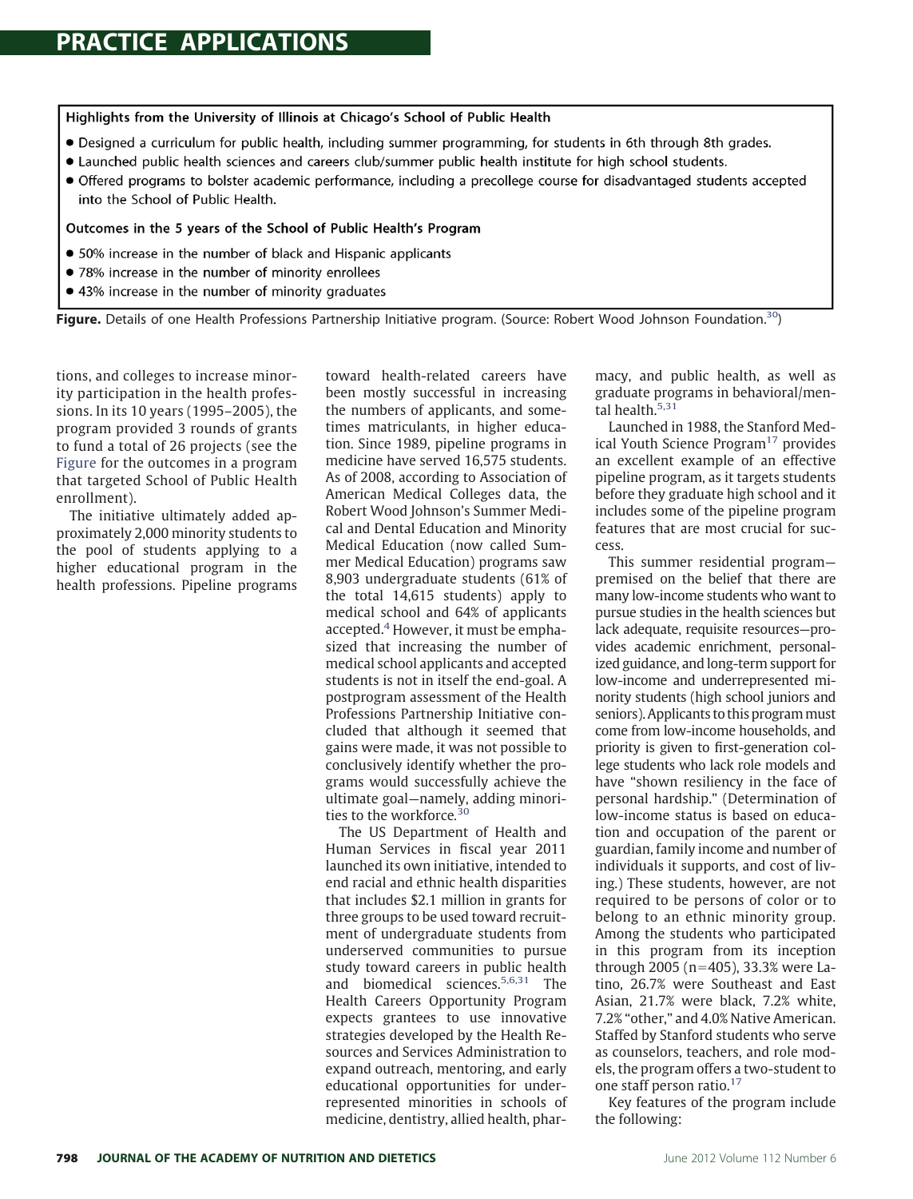**Highlights from the University of Illinois at Chicago's School of Public Health**

- Designed a curriculum for public health, including summer programming, for students in 6th through 8th grades.
- Launched public health sciences and careers club/summer public health institute for high school students.
- Offered programs to bolster academic performance, including a precollege course for disadvantaged students accepted into the School of Public Health.

**Outcomes in the 5 years of the School of Public Health's Program**

- 50% increase in the number of black and Hispanic applicants
- 78% increase in the number of minority enrollees
- 43% increase in the number of minority graduates

**Figure.** Details of one Health Professions Partnership Initiative program. (Source: Robert Wood Johnson Foundation.[30])

tions, and colleges to increase minority participation in the health professions. In its 10 years (1995–2005), the program provided 3 rounds of grants to fund a total of 26 projects (see the Figure for the outcomes in a program that targeted School of Public Health enrollment).

The initiative ultimately added approximately 2,000 minority students to the pool of students applying to a higher educational program in the health professions. Pipeline programs toward health-related careers have been mostly successful in increasing the numbers of applicants, and sometimes matriculants, in higher education. Since 1989, pipeline programs in medicine have served 16,575 students. As of 2008, according to Association of American Medical Colleges data, the Robert Wood Johnson's Summer Medical and Dental Education and Minority Medical Education (now called Summer Medical Education) programs saw 8,903 undergraduate students (61% of the total 14,615 students) apply to medical school and 64% of applicants accepted.[4] However, it must be emphasized that increasing the number of medical school applicants and accepted students is not in itself the end-goal. A postprogram assessment of the Health Professions Partnership Initiative concluded that although it seemed that gains were made, it was not possible to conclusively identify whether the programs would successfully achieve the ultimate goal—namely, adding minorities to the workforce.[30]

The US Department of Health and Human Services in fiscal year 2011 launched its own initiative, intended to end racial and ethnic health disparities that includes $2.1 million in grants for three groups to be used toward recruitment of undergraduate students from underserved communities to pursue study toward careers in public health and biomedical sciences.[5,6,31] The Health Careers Opportunity Program expects grantees to use innovative strategies developed by the Health Resources and Services Administration to expand outreach, mentoring, and early educational opportunities for underrepresented minorities in schools of medicine, dentistry, allied health, pharmacy, and public health, as well as graduate programs in behavioral/mental health.[5,31]

Launched in 1988, the Stanford Medical Youth Science Program[17] provides an excellent example of an effective pipeline program, as it targets students before they graduate high school and it includes some of the pipeline program features that are most crucial for success.

This summer residential program—premised on the belief that there are many low-income students who want to pursue studies in the health sciences but lack adequate, requisite resources—provides academic enrichment, personalized guidance, and long-term support for low-income and underrepresented minority students (high school juniors and seniors). Applicants to this program must come from low-income households, and priority is given to first-generation college students who lack role models and have "shown resiliency in the face of personal hardship." (Determination of low-income status is based on education and occupation of the parent or guardian, family income and number of individuals it supports, and cost of living.) These students, however, are not required to be persons of color or to belong to an ethnic minority group. Among the students who participated in this program from its inception through 2005 (n=405), 33.3% were Latino, 26.7% were Southeast and East Asian, 21.7% were black, 7.2% white, 7.2% "other," and 4.0% Native American. Staffed by Stanford students who serve as counselors, teachers, and role models, the program offers a two-student to one staff person ratio.[17]

Key features of the program include the following: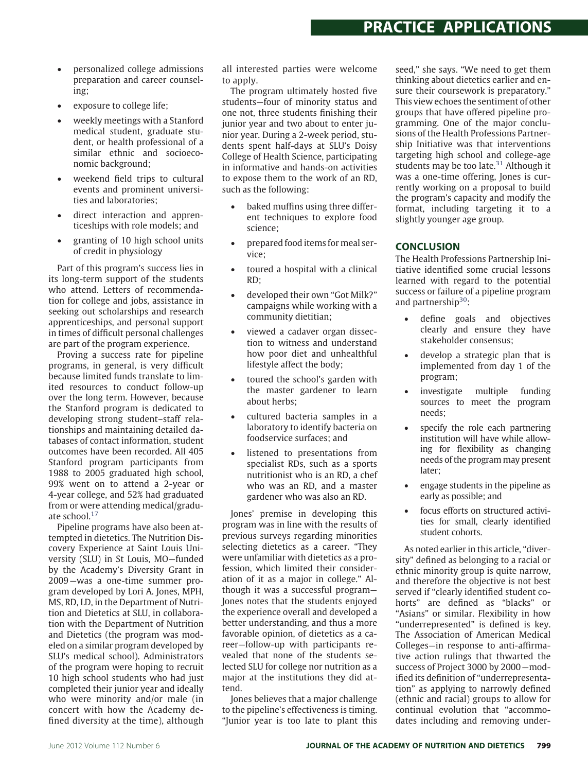- personalized college admissions preparation and career counseling;
- exposure to college life;
- weekly meetings with a Stanford medical student, graduate student, or health professional of a similar ethnic and socioeconomic background;
- weekend field trips to cultural events and prominent universities and laboratories;
- direct interaction and apprenticeships with role models; and
- granting of 10 high school units of credit in physiology

Part of this program's success lies in its long-term support of the students who attend. Letters of recommendation for college and jobs, assistance in seeking out scholarships and research apprenticeships, and personal support in times of difficult personal challenges are part of the program experience.

Proving a success rate for pipeline programs, in general, is very difficult because limited funds translate to limited resources to conduct follow-up over the long term. However, because the Stanford program is dedicated to developing strong student–staff relationships and maintaining detailed databases of contact information, student outcomes have been recorded. All 405 Stanford program participants from 1988 to 2005 graduated high school, 99% went on to attend a 2-year or 4-year college, and 52% had graduated from or were attending medical/graduate school.[17]

Pipeline programs have also been attempted in dietetics. The Nutrition Discovery Experience at Saint Louis University (SLU) in St Louis, MO—funded by the Academy's Diversity Grant in 2009—was a one-time summer program developed by Lori A. Jones, MPH, MS, RD, LD, in the Department of Nutrition and Dietetics at SLU, in collaboration with the Department of Nutrition and Dietetics (the program was modeled on a similar program developed by SLU's medical school). Administrators of the program were hoping to recruit 10 high school students who had just completed their junior year and ideally who were minority and/or male (in concert with how the Academy defined diversity at the time), although all interested parties were welcome to apply.

The program ultimately hosted five students—four of minority status and one not, three students finishing their junior year and two about to enter junior year. During a 2-week period, students spent half-days at SLU's Doisy College of Health Science, participating in informative and hands-on activities to expose them to the work of an RD, such as the following:

- baked muffins using three different techniques to explore food science;
- prepared food items for meal service;
- toured a hospital with a clinical RD;
- developed their own "Got Milk?" campaigns while working with a community dietitian;
- viewed a cadaver organ dissection to witness and understand how poor diet and unhealthful lifestyle affect the body;
- toured the school's garden with the master gardener to learn about herbs;
- cultured bacteria samples in a laboratory to identify bacteria on foodservice surfaces; and
- listened to presentations from specialist RDs, such as a sports nutritionist who is an RD, a chef who was an RD, and a master gardener who was also an RD.

Jones' premise in developing this program was in line with the results of previous surveys regarding minorities selecting dietetics as a career. "They were unfamiliar with dietetics as a profession, which limited their consideration of it as a major in college." Although it was a successful program—Jones notes that the students enjoyed the experience overall and developed a better understanding, and thus a more favorable opinion, of dietetics as a career—follow-up with participants revealed that none of the students selected SLU for college nor nutrition as a major at the institutions they did attend.

Jones believes that a major challenge to the pipeline's effectiveness is timing. "Junior year is too late to plant this seed," she says. "We need to get them thinking about dietetics earlier and ensure their coursework is preparatory." This view echoes the sentiment of other groups that have offered pipeline programming. One of the major conclusions of the Health Professions Partnership Initiative was that interventions targeting high school and college-age students may be too late.[31] Although it was a one-time offering, Jones is currently working on a proposal to build the program's capacity and modify the format, including targeting it to a slightly younger age group.

## CONCLUSION

The Health Professions Partnership Initiative identified some crucial lessons learned with regard to the potential success or failure of a pipeline program and partnership[30]:

- define goals and objectives clearly and ensure they have stakeholder consensus;
- develop a strategic plan that is implemented from day 1 of the program;
- investigate multiple funding sources to meet the program needs;
- specify the role each partnering institution will have while allowing for flexibility as changing needs of the program may present later;
- engage students in the pipeline as early as possible; and
- focus efforts on structured activities for small, clearly identified student cohorts.

As noted earlier in this article, "diversity" defined as belonging to a racial or ethnic minority group is quite narrow, and therefore the objective is not best served if "clearly identified student cohorts" are defined as "blacks" or "Asians" or similar. Flexibility in how "underrepresented" is defined is key. The Association of American Medical Colleges—in response to anti-affirmative action rulings that thwarted the success of Project 3000 by 2000—modified its definition of "underrepresentation" as applying to narrowly defined (ethnic and racial) groups to allow for continual evolution that "accommodates including and removing under-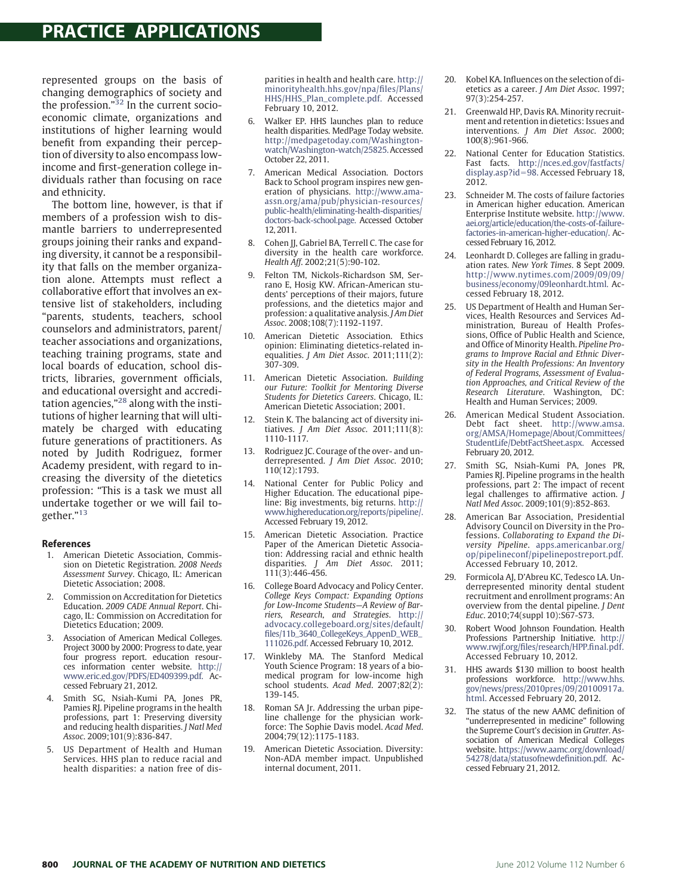represented groups on the basis of changing demographics of society and the profession."[32] In the current socioeconomic climate, organizations and institutions of higher learning would benefit from expanding their perception of diversity to also encompass low-income and first-generation college individuals rather than focusing on race and ethnicity.

The bottom line, however, is that if members of a profession wish to dismantle barriers to underrepresented groups joining their ranks and expanding diversity, it cannot be a responsibility that falls on the member organization alone. Attempts must reflect a collaborative effort that involves an extensive list of stakeholders, including "parents, students, teachers, school counselors and administrators, parent/teacher associations and organizations, teaching training programs, state and local boards of education, school districts, libraries, government officials, and educational oversight and accreditation agencies,"[28] along with the institutions of higher learning that will ultimately be charged with educating future generations of practitioners. As noted by Judith Rodriguez, former Academy president, with regard to increasing the diversity of the dietetics profession: "This is a task we must all undertake together or we will fail together."[13]

## References

1. American Dietetic Association, Commission on Dietetic Registration. *2008 Needs Assessment Survey*. Chicago, IL: American Dietetic Association; 2008.
2. Commission on Accreditation for Dietetics Education. *2009 CADE Annual Report*. Chicago, IL: Commission on Accreditation for Dietetics Education; 2009.
3. Association of American Medical Colleges. Project 3000 by 2000: Progress to date, year four progress report. education resources information center website. http://www.eric.ed.gov/PDFS/ED409399.pdf. Accessed February 21, 2012.
4. Smith SG, Nsiah-Kumi PA, Jones PR, Pamies RJ. Pipeline programs in the health professions, part 1: Preserving diversity and reducing health disparities. *J Natl Med Assoc*. 2009;101(9):836-847.
5. US Department of Health and Human Services. HHS plan to reduce racial and health disparities: a nation free of disparities in health and health care. http://minorityhealth.hhs.gov/npa/files/Plans/HHS/HHS_Plan_complete.pdf. Accessed February 10, 2012.
6. Walker EP. HHS launches plan to reduce health disparities. MedPage Today website. http://medpagetoday.com/Washington-watch/Washington-watch/25825. Accessed October 22, 2011.
7. American Medical Association. Doctors Back to School program inspires new generation of physicians. http://www.ama-assn.org/ama/pub/physician-resources/public-health/eliminating-health-disparities/doctors-back-school.page. Accessed October 12, 2011.
8. Cohen JJ, Gabriel BA, Terrell C. The case for diversity in the health care workforce. *Health Aff*. 2002;21(5):90-102.
9. Felton TM, Nickols-Richardson SM, Serrano E, Hosig KW. African-American students' perceptions of their majors, future professions, and the dietetics major and profession: a qualitative analysis. *J Am Diet Assoc*. 2008;108(7):1192-1197.
10. American Dietetic Association. Ethics opinion: Eliminating dietetics-related inequalities. *J Am Diet Assoc*. 2011;111(2):307-309.
11. American Dietetic Association. *Building our Future: Toolkit for Mentoring Diverse Students for Dietetics Careers*. Chicago, IL: American Dietetic Association; 2001.
12. Stein K. The balancing act of diversity initiatives. *J Am Diet Assoc*. 2011;111(8):1110-1117.
13. Rodriguez JC. Courage of the over- and underrepresented. *J Am Diet Assoc*. 2010;110(12):1793.
14. National Center for Public Policy and Higher Education. The educational pipeline: Big investments, big returns. http://www.highereducation.org/reports/pipeline/. Accessed February 19, 2012.
15. American Dietetic Association. Practice Paper of the American Dietetic Association: Addressing racial and ethnic health disparities. *J Am Diet Assoc*. 2011;111(3):446-456.
16. College Board Advocacy and Policy Center. *College Keys Compact: Expanding Options for Low-Income Students—A Review of Barriers, Research, and Strategies*. http://advocacy.collegeboard.org/sites/default/files/11b_3640_CollegeKeys_AppenD_WEB_111026.pdf. Accessed February 10, 2012.
17. Winkleby MA. The Stanford Medical Youth Science Program: 18 years of a biomedical program for low-income high school students. *Acad Med*. 2007;82(2):139-145.
18. Roman SA Jr. Addressing the urban pipeline challenge for the physician workforce: The Sophie Davis model. *Acad Med*. 2004;79(12):1175-1183.
19. American Dietetic Association. Diversity: Non-ADA member impact. Unpublished internal document, 2011.
20. Kobel KA. Influences on the selection of dietetics as a career. *J Am Diet Assoc*. 1997;97(3):254-257.
21. Greenwald HP, Davis RA. Minority recruitment and retention in dietetics: Issues and interventions. *J Am Diet Assoc*. 2000;100(8):961-966.
22. National Center for Education Statistics. Fast facts. http://nces.ed.gov/fastfacts/display.asp?id=98. Accessed February 18, 2012.
23. Schneider M. The costs of failure factories in American higher education. American Enterprise Institute website. http://www.aei.org/article/education/the-costs-of-failure-factories-in-american-higher-education/. Accessed February 16, 2012.
24. Leonhardt D. Colleges are falling in graduation rates. *New York Times*. 8 Sept 2009. http://www.nytimes.com/2009/09/09/business/economy/09leonhardt.html. Accessed February 18, 2012.
25. US Department of Health and Human Services, Health Resources and Services Administration, Bureau of Health Professions, Office of Public Health and Science, and Office of Minority Health. *Pipeline Programs to Improve Racial and Ethnic Diversity in the Health Professions: An Inventory of Federal Programs, Assessment of Evaluation Approaches, and Critical Review of the Research Literature*. Washington, DC: Health and Human Services; 2009.
26. American Medical Student Association. Debt fact sheet. http://www.amsa.org/AMSA/Homepage/About/Committees/StudentLife/DebtFactSheet.aspx. Accessed February 20, 2012.
27. Smith SG, Nsiah-Kumi PA, Jones PR, Pamies RJ. Pipeline programs in the health professions, part 2: The impact of recent legal challenges to affirmative action. *J Natl Med Assoc*. 2009;101(9):852-863.
28. American Bar Association, Presidential Advisory Council on Diversity in the Professions. *Collaborating to Expand the Diversity Pipeline*. apps.americanbar.org/op/pipelineconf/pipelinepostreport.pdf. Accessed February 10, 2012.
29. Formicola AJ, D'Abreu KC, Tedesco LA. Underrepresented minority dental student recruitment and enrollment programs: An overview from the dental pipeline. *J Dent Educ*. 2010;74(suppl 10):S67-S73.
30. Robert Wood Johnson Foundation. Health Professions Partnership Initiative. http://www.rwjf.org/files/research/HPP.final.pdf. Accessed February 10, 2012.
31. HHS awards $130 million to boost health professions workforce. http://www.hhs.gov/news/press/2010pres/09/20100917a.html. Accessed February 20, 2012.
32. The status of the new AAMC definition of "underrepresented in medicine" following the Supreme Court's decision in *Grutter*. Association of American Medical Colleges website. https://www.aamc.org/download/54278/data/statusofnewdefinition.pdf. Accessed February 21, 2012.